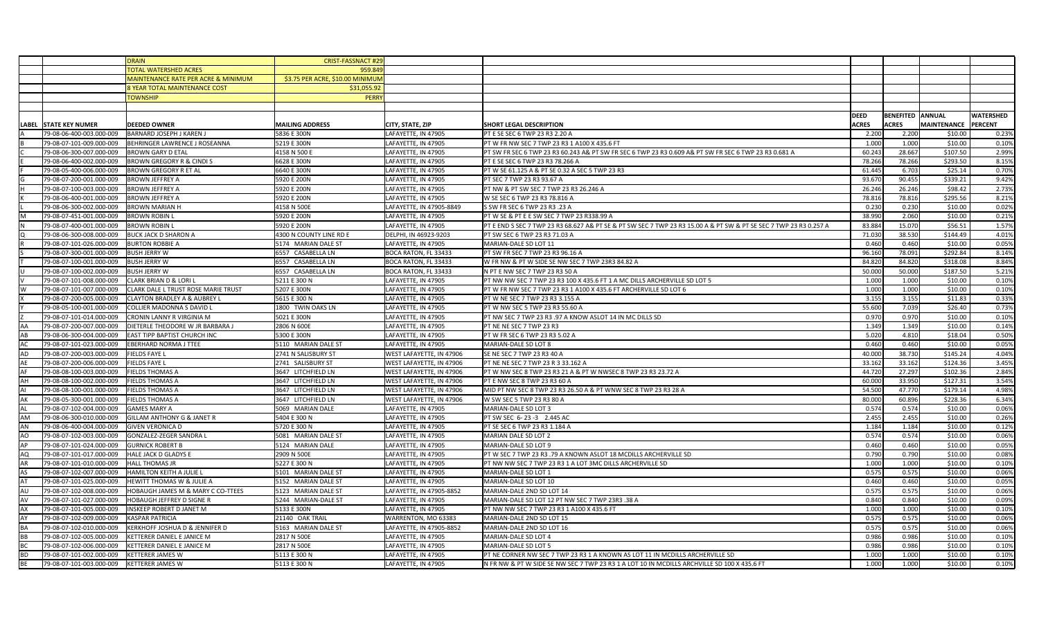| | | DRAIN | CRIST-FASSNACT #29 | | | | | | |
|---|---|---|---|---|---|---|---|---|---|
| | | TOTAL WATERSHED ACRES | 959.849 | | | | | | |
| | | MAINTENANCE RATE PER ACRE & MINIMUM | $3.75 PER ACRE, $10.00 MINIMUM | | | | | | |
| | | 8 YEAR TOTAL MAINTENANCE COST | $31,055.92 | | | | | | |
| | | TOWNSHIP | PERRY | | | | | | |
| **LABEL** | **STATE KEY NUMER** | **DEEDED OWNER** | **MAILING ADDRESS** | **CITY, STATE, ZIP** | **SHORT LEGAL DESCRIPTION** | **DEED ACRES** | **BENEFITED ACRES** | **ANNUAL MAINTENANCE** | **WATERSHED PERCENT** |
| A | 79-08-06-400-003.000-009 | BARNARD JOSEPH J KAREN J | 5836 E 300N | LAFAYETTE, IN 47905 | PT E SE SEC 6 TWP 23 R3 2.20 A | 2.200 | 2.200 | $10.00 | 0.23% |
| B | 79-08-07-101-009.000-009 | BEHRINGER LAWRENCE J ROSEANNA | 5219 E 300N | LAFAYETTE, IN 47905 | PT W FR NW SEC 7 TWP 23 R3 1 A100 X 435.6 FT | 1.000 | 1.000 | $10.00 | 0.10% |
| C | 79-08-06-300-007.000-009 | BROWN GARY D ETAL | 4158 N 500 E | LAFAYETTE, IN 47905 | PT SW FR SEC 6 TWP 23 R3 60.243 A& PT SW FR SEC 6 TWP 23 R3 0.609 A& PT SW FR SEC 6 TWP 23 R3 0.681 A | 60.243 | 28.667 | $107.50 | 2.99% |
| E | 79-08-06-400-002.000-009 | BROWN GREGORY R & CINDI S | 6628 E 300N | LAFAYETTE, IN 47905 | PT E SE SEC 6 TWP 23 R3 78.266 A | 78.266 | 78.266 | $293.50 | 8.15% |
| F | 79-08-05-400-006.000-009 | BROWN GREGORY R ET AL | 6640 E 300N | LAFAYETTE, IN 47905 | PT W SE 61.125 A & PT SE 0.32 A SEC 5 TWP 23 R3 | 61.445 | 6.703 | $25.14 | 0.70% |
| G | 79-08-07-200-001.000-009 | BROWN JEFFREY A | 5920 E 200N | LAFAYETTE, IN 47905 | PT SEC 7 TWP 23 R3 93.67 A | 93.670 | 90.455 | $339.21 | 9.42% |
| H | 79-08-07-100-003.000-009 | BROWN JEFFREY A | 5920 E 200N | LAFAYETTE, IN 47905 | PT NW & PT SW SEC 7 TWP 23 R3 26.246 A | 26.246 | 26.246 | $98.42 | 2.73% |
| K | 79-08-06-400-001.000-009 | BROWN JEFFREY A | 5920 E 200N | LAFAYETTE, IN 47905 | W SE SEC 6 TWP 23 R3 78.816 A | 78.816 | 78.816 | $295.56 | 8.21% |
| L | 79-08-06-300-002.000-009 | BROWN MARIAN H | 4158 N 500E | LAFAYETTE, IN 47905-8849 | S SW FR SEC 6 TWP 23 R3 .23 A | 0.230 | 0.230 | $10.00 | 0.02% |
| M | 79-08-07-451-001.000-009 | BROWN ROBIN L | 5920 E 200N | LAFAYETTE, IN 47905 | PT W SE & PT E E SW SEC 7 TWP 23 R338.99 A | 38.990 | 2.060 | $10.00 | 0.21% |
| N | 79-08-07-400-001.000-009 | BROWN ROBIN L | 5920 E 200N | LAFAYETTE, IN 47905 | PT E END S SEC 7 TWP 23 R3 68.627 A& PT SE & PT SW SEC 7 TWP 23 R3 15.00 A & PT SW & PT SE SEC 7 TWP 23 R3 0.257 A | 83.884 | 15.070 | $56.51 | 1.57% |
| Q | 79-08-06-300-008.000-009 | BUCK JACK D SHARON A | 4300 N COUNTY LINE RD E | DELPHI, IN 46923-9203 | PT SW SEC 6 TWP 23 R3 71.03 A | 71.030 | 38.530 | $144.49 | 4.01% |
| R | 79-08-07-101-026.000-009 | BURTON ROBBIE A | 5174 MARIAN DALE ST | LAFAYETTE, IN 47905 | MARIAN-DALE SD LOT 11 | 0.460 | 0.460 | $10.00 | 0.05% |
| S | 79-08-07-300-001.000-009 | BUSH JERRY W | 6557 CASABELLA LN | BOCA RATON, FL 33433 | PT SW FR SEC 7 TWP 23 R3 96.16 A | 96.160 | 78.091 | $292.84 | 8.14% |
| T | 79-08-07-100-001.000-009 | BUSH JERRY W | 6557 CASABELLA LN | BOCA RATON, FL 33433 | W FR NW & PT W SIDE SE NW SEC 7 TWP 23R3 84.82 A | 84.820 | 84.820 | $318.08 | 8.84% |
| U | 79-08-07-100-002.000-009 | BUSH JERRY W | 6557 CASABELLA LN | BOCA RATON, FL 33433 | N PT E NW SEC 7 TWP 23 R3 50 A | 50.000 | 50.000 | $187.50 | 5.21% |
| V | 79-08-07-101-008.000-009 | CLARK BRIAN D & LORI L | 5211 E 300 N | LAFAYETTE, IN 47905 | PT NW NW SEC 7 TWP 23 R3 100 X 435.6 FT 1 A MC DILLS ARCHERVILLE SD LOT 5 | 1.000 | 1.000 | $10.00 | 0.10% |
| W | 79-08-07-101-007.000-009 | CLARK DALE L TRUST ROSE MARIE TRUST | 5207 E 300N | LAFAYETTE, IN 47905 | PT W FR NW SEC 7 TWP 23 R3 1 A100 X 435.6 FT ARCHERVILLE SD LOT 6 | 1.000 | 1.000 | $10.00 | 0.10% |
| X | 79-08-07-200-005.000-009 | CLAYTON BRADLEY A & AUBREY L | 5615 E 300 N | LAFAYETTE, IN 47905 | PT W NE SEC 7 TWP 23 R3 3.155 A | 3.155 | 3.155 | $11.83 | 0.33% |
| Y | 79-08-05-100-001.000-009 | COLLIER MADONNA S DAVID L | 1800 TWIN OAKS LN | LAFAYETTE, IN 47905 | PT W NW SEC 5 TWP 23 R3 55.60 A | 55.600 | 7.039 | $26.40 | 0.73% |
| Z | 79-08-07-101-014.000-009 | CRONIN LANNY R VIRGINIA M | 5021 E 300N | LAFAYETTE, IN 47905 | PT NW SEC 7 TWP 23 R3 .97 A KNOW ASLOT 14 IN MC DILLS SD | 0.970 | 0.970 | $10.00 | 0.10% |
| AA | 79-08-07-200-007.000-009 | DIETERLE THEODORE W JR BARBARA J | 2806 N 600E | LAFAYETTE, IN 47905 | PT NE NE SEC 7 TWP 23 R3 | 1.349 | 1.349 | $10.00 | 0.14% |
| AB | 79-08-06-300-004.000-009 | EAST TIPP BAPTIST CHURCH INC | 5300 E 300N | LAFAYETTE, IN 47905 | PT W FR SEC 6 TWP 23 R3 5.02 A | 5.020 | 4.810 | $18.04 | 0.50% |
| AC | 79-08-07-101-023.000-009 | EBERHARD NORMA J TTEE | 5110 MARIAN DALE ST | LAFAYETTE, IN 47905 | MARIAN-DALE SD LOT 8 | 0.460 | 0.460 | $10.00 | 0.05% |
| AD | 79-08-07-200-003.000-009 | FIELDS FAYE L | 2741 N SALISBURY ST | WEST LAFAYETTE, IN 47906 | SE NE SEC 7 TWP 23 R3 40 A | 40.000 | 38.730 | $145.24 | 4.04% |
| AE | 79-08-07-200-006.000-009 | FIELDS FAYE L | 2741 SALISBURY ST | WEST LAFAYETTE, IN 47906 | PT NE NE SEC 7 TWP 23 R 3 33.162 A | 33.162 | 33.162 | $124.36 | 3.45% |
| AF | 79-08-08-100-003.000-009 | FIELDS THOMAS A | 3647 LITCHFIELD LN | WEST LAFAYETTE, IN 47906 | PT W NW SEC 8 TWP 23 R3 21 A & PT W NWSEC 8 TWP 23 R3 23.72 A | 44.720 | 27.297 | $102.36 | 2.84% |
| AH | 79-08-08-100-002.000-009 | FIELDS THOMAS A | 3647 LITCHFIELD LN | WEST LAFAYETTE, IN 47906 | PT E NW SEC 8 TWP 23 R3 60 A | 60.000 | 33.950 | $127.31 | 3.54% |
| AI | 79-08-08-100-001.000-009 | FIELDS THOMAS A | 3647 LITCHFIELD LN | WEST LAFAYETTE, IN 47906 | MID PT NW SEC 8 TWP 23 R3 26.50 A & PT WNW SEC 8 TWP 23 R3 28 A | 54.500 | 47.770 | $179.14 | 4.98% |
| AK | 79-08-05-300-001.000-009 | FIELDS THOMAS A | 3647 LITCHFIELD LN | WEST LAFAYETTE, IN 47906 | W SW SEC 5 TWP 23 R3 80 A | 80.000 | 60.896 | $228.36 | 6.34% |
| AL | 79-08-07-102-004.000-009 | GAMES MARY A | 5069 MARIAN DALE | LAFAYETTE, IN 47905 | MARIAN-DALE SD LOT 3 | 0.574 | 0.574 | $10.00 | 0.06% |
| AM | 79-08-06-300-010.000-009 | GILLAM ANTHONY G & JANET R | 5404 E 300 N | LAFAYETTE, IN 47905 | PT SW SEC 6-23-3 2.445 AC | 2.455 | 2.455 | $10.00 | 0.26% |
| AN | 79-08-06-400-004.000-009 | GIVEN VERONICA D | 5720 E 300 N | LAFAYETTE, IN 47905 | PT SE SEC 6 TWP 23 R3 1.184 A | 1.184 | 1.184 | $10.00 | 0.12% |
| AO | 79-08-07-102-003.000-009 | GONZALEZ-ZEGER SANDRA L | 5081 MARIAN DALE ST | LAFAYETTE, IN 47905 | MARIAN DALE SD LOT 2 | 0.574 | 0.574 | $10.00 | 0.06% |
| AP | 79-08-07-101-024.000-009 | GURNICK ROBERT B | 5124 MARIAN DALE | LAFAYETTE, IN 47905 | MARIAN-DALE SD LOT 9 | 0.460 | 0.460 | $10.00 | 0.05% |
| AQ | 79-08-07-101-017.000-009 | HALE JACK D GLADYS E | 2909 N 500E | LAFAYETTE, IN 47905 | PT W SEC 7 TWP 23 R3 .79 A KNOWN ASLOT 18 MCDILLS ARCHERVILLE SD | 0.790 | 0.790 | $10.00 | 0.08% |
| AR | 79-08-07-101-010.000-009 | HALL THOMAS JR | 5227 E 300 N | LAFAYETTE, IN 47905 | PT NW NW SEC 7 TWP 23 R3 1 A LOT 3MC DILLS ARCHERVILLE SD | 1.000 | 1.000 | $10.00 | 0.10% |
| AS | 79-08-07-102-007.000-009 | HAMILTON KEITH A JULIE L | 5101 MARIAN DALE ST | LAFAYETTE, IN 47905 | MARIAN-DALE SD LOT 1 | 0.575 | 0.575 | $10.00 | 0.06% |
| AT | 79-08-07-101-025.000-009 | HEWITT THOMAS W & JULIE A | 5152 MARIAN DALE ST | LAFAYETTE, IN 47905 | MARIAN-DALE SD LOT 10 | 0.460 | 0.460 | $10.00 | 0.05% |
| AU | 79-08-07-102-008.000-009 | HOBAUGH JAMES M & MARY C CO-TTEES | 5123 MARIAN DALE ST | LAFAYETTE, IN 47905-8852 | MARIAN-DALE 2ND SD LOT 14 | 0.575 | 0.575 | $10.00 | 0.06% |
| AV | 79-08-07-101-027.000-009 | HOBAUGH JEFFREY D SIGNE R | 5244 MARIAN-DALE ST | LAFAYETTE, IN 47905 | MARIAN-DALE SD LOT 12 PT NW SEC 7 TWP 23R3 .38 A | 0.840 | 0.840 | $10.00 | 0.09% |
| AX | 79-08-07-101-005.000-009 | INSKEEP ROBERT D JANET M | 5133 E 300N | LAFAYETTE, IN 47905 | PT NW NW SEC 7 TWP 23 R3 1 A100 X 435.6 FT | 1.000 | 1.000 | $10.00 | 0.10% |
| AY | 79-08-07-102-009.000-009 | KASPAR PATRICIA | 21140 OAK TRAIL | WARRENTON, MO 63383 | MARIAN-DALE 2ND SD LOT 15 | 0.575 | 0.575 | $10.00 | 0.06% |
| BA | 79-08-07-102-010.000-009 | KERKHOFF JOSHUA D & JENNIFER D | 5163 MARIAN DALE ST | LAFAYETTE, IN 47905-8852 | MARIAN-DALE 2ND SD LOT 16 | 0.575 | 0.575 | $10.00 | 0.06% |
| BB | 79-08-07-102-005.000-009 | KETTERER DANIEL E JANICE M | 2817 N 500E | LAFAYETTE, IN 47905 | MARIAN-DALE SD LOT 4 | 0.986 | 0.986 | $10.00 | 0.10% |
| BC | 79-08-07-102-006.000-009 | KETTERER DANIEL E JANICE M | 2817 N 500E | LAFAYETTE, IN 47905 | MARIAN-DALE SD LOT 5 | 0.986 | 0.986 | $10.00 | 0.10% |
| BD | 79-08-07-101-002.000-009 | KETTERER JAMES W | 5113 E 300 N | LAFAYETTE, IN 47905 | PT NE CORNER NW SEC 7 TWP 23 R3 1 A KNOWN AS LOT 11 IN MCDILLS ARCHERVILLE SD | 1.000 | 1.000 | $10.00 | 0.10% |
| BE | 79-08-07-101-003.000-009 | KETTERER JAMES W | 5113 E 300 N | LAFAYETTE, IN 47905 | N FR NW & PT W SIDE SE NW SEC 7 TWP 23 R3 1 A LOT 10 IN MCDILLS ARCHVILLE SD 100 X 435.6 FT | 1.000 | 1.000 | $10.00 | 0.10% |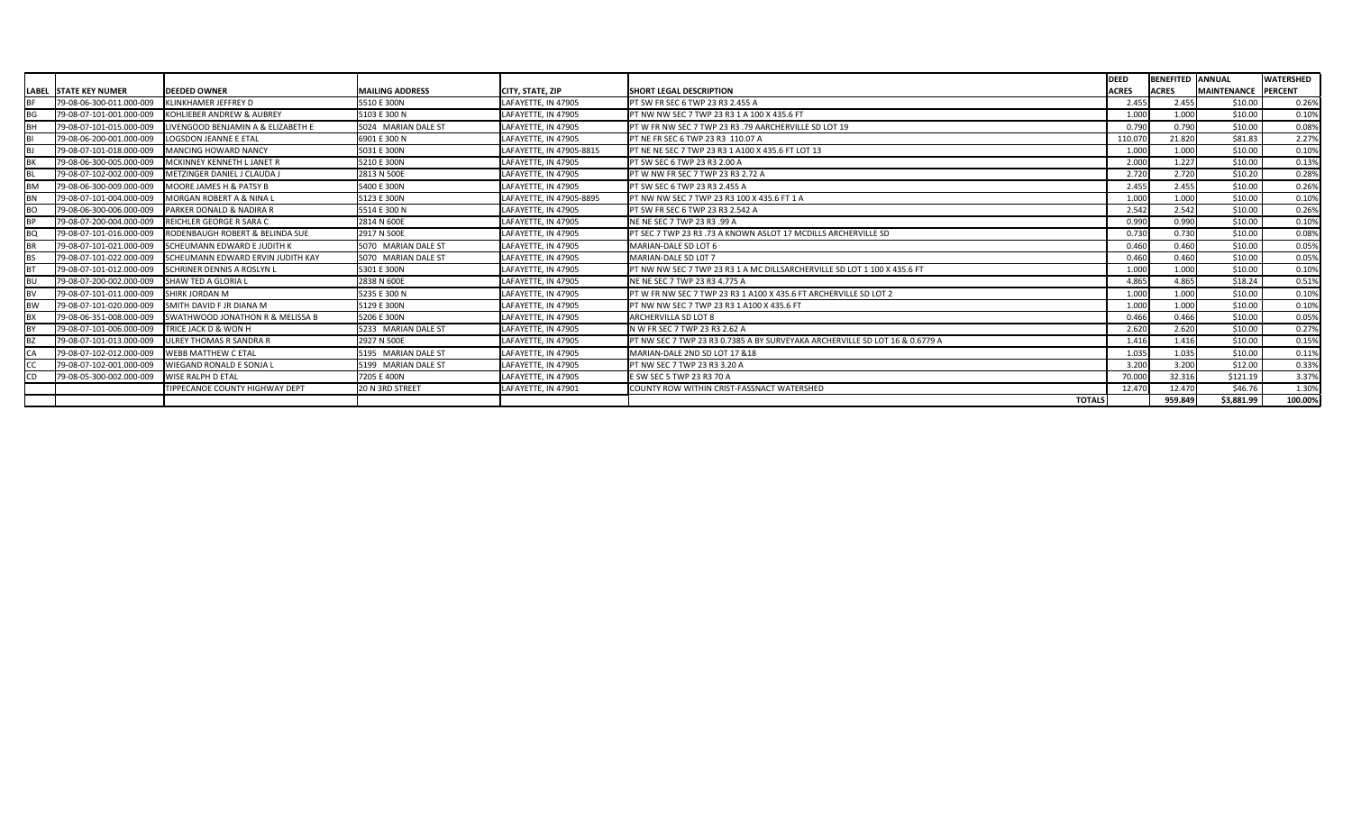| LABEL | STATE KEY NUMER | DEEDED OWNER | MAILING ADDRESS | CITY, STATE, ZIP | SHORT LEGAL DESCRIPTION | DEED ACRES | BENEFITED ACRES | ANNUAL MAINTENANCE | WATERSHED PERCENT |
|---|---|---|---|---|---|---|---|---|---|
| BF | 79-08-06-300-011.000-009 | KLINKHAMER JEFFREY D | 5510 E 300N | LAFAYETTE, IN 47905 | PT SW FR SEC 6 TWP 23 R3 2.455 A | 2.455 | 2.455 | $10.00 | 0.26% |
| BG | 79-08-07-101-001.000-009 | KOHLIEBER ANDREW & AUBREY | 5103 E 300 N | LAFAYETTE, IN 47905 | PT NW NW SEC 7 TWP 23 R3 1 A 100 X 435.6 FT | 1.000 | 1.000 | $10.00 | 0.10% |
| BH | 79-08-07-101-015.000-009 | LIVENGOOD BENJAMIN A & ELIZABETH E | 5024 MARIAN DALE ST | LAFAYETTE, IN 47905 | PT W FR NW SEC 7 TWP 23 R3 .79 AARCHERVILLE SD LOT 19 | 0.790 | 0.790 | $10.00 | 0.08% |
| BI | 79-08-06-200-001.000-009 | LOGSDON JEANNE E ETAL | 6901 E 300 N | LAFAYETTE, IN 47905 | PT NE FR SEC 6 TWP 23 R3 110.07 A | 110.070 | 21.820 | $81.83 | 2.27% |
| BJ | 79-08-07-101-018.000-009 | MANCING HOWARD NANCY | 5031 E 300N | LAFAYETTE, IN 47905-8815 | PT NE NE SEC 7 TWP 23 R3 1 A100 X 435.6 FT LOT 13 | 1.000 | 1.000 | $10.00 | 0.10% |
| BK | 79-08-06-300-005.000-009 | MCKINNEY KENNETH L JANET R | 5210 E 300N | LAFAYETTE, IN 47905 | PT SW SEC 6 TWP 23 R3 2.00 A | 2.000 | 1.227 | $10.00 | 0.13% |
| BL | 79-08-07-102-002.000-009 | METZINGER DANIEL J CLAUDA J | 2813 N 500E | LAFAYETTE, IN 47905 | PT W NW FR SEC 7 TWP 23 R3 2.72 A | 2.720 | 2.720 | $10.20 | 0.28% |
| BM | 79-08-06-300-009.000-009 | MOORE JAMES H & PATSY B | 5400 E 300N | LAFAYETTE, IN 47905 | PT SW SEC 6 TWP 23 R3 2.455 A | 2.455 | 2.455 | $10.00 | 0.26% |
| BN | 79-08-07-101-004.000-009 | MORGAN ROBERT A & NINA L | 5123 E 300N | LAFAYETTE, IN 47905-8895 | PT NW NW SEC 7 TWP 23 R3 100 X 435.6 FT 1 A | 1.000 | 1.000 | $10.00 | 0.10% |
| BO | 79-08-06-300-006.000-009 | PARKER DONALD & NADIRA R | 5514 E 300 N | LAFAYETTE, IN 47905 | PT SW FR SEC 6 TWP 23 R3 2.542 A | 2.542 | 2.542 | $10.00 | 0.26% |
| BP | 79-08-07-200-004.000-009 | REICHLER GEORGE R SARA C | 2814 N 600E | LAFAYETTE, IN 47905 | NE NE SEC 7 TWP 23 R3 .99 A | 0.990 | 0.990 | $10.00 | 0.10% |
| BQ | 79-08-07-101-016.000-009 | RODENBAUGH ROBERT & BELINDA SUE | 2917 N 500E | LAFAYETTE, IN 47905 | PT SEC 7 TWP 23 R3 .73 A KNOWN ASLOT 17 MCDILLS ARCHERVILLE SD | 0.730 | 0.730 | $10.00 | 0.08% |
| BR | 79-08-07-101-021.000-009 | SCHEUMANN EDWARD E JUDITH K | 5070 MARIAN DALE ST | LAFAYETTE, IN 47905 | MARIAN-DALE SD LOT 6 | 0.460 | 0.460 | $10.00 | 0.05% |
| BS | 79-08-07-101-022.000-009 | SCHEUMANN EDWARD ERVIN JUDITH KAY | 5070 MARIAN DALE ST | LAFAYETTE, IN 47905 | MARIAN-DALE SD LOT 7 | 0.460 | 0.460 | $10.00 | 0.05% |
| BT | 79-08-07-101-012.000-009 | SCHRINER DENNIS A ROSLYN L | 5301 E 300N | LAFAYETTE, IN 47905 | PT NW NW SEC 7 TWP 23 R3 1 A MC DILLSARCHERVILLE SD LOT 1 100 X 435.6 FT | 1.000 | 1.000 | $10.00 | 0.10% |
| BU | 79-08-07-200-002.000-009 | SHAW TED A GLORIA L | 2838 N 600E | LAFAYETTE, IN 47905 | NE NE SEC 7 TWP 23 R3 4.775 A | 4.865 | 4.865 | $18.24 | 0.51% |
| BV | 79-08-07-101-011.000-009 | SHIRK JORDAN M | 5235 E 300 N | LAFAYETTE, IN 47905 | PT W FR NW SEC 7 TWP 23 R3 1 A100 X 435.6 FT ARCHERVILLE SD LOT 2 | 1.000 | 1.000 | $10.00 | 0.10% |
| BW | 79-08-07-101-020.000-009 | SMITH DAVID F JR DIANA M | 5129 E 300N | LAFAYETTE, IN 47905 | PT NW NW SEC 7 TWP 23 R3 1 A100 X 435.6 FT | 1.000 | 1.000 | $10.00 | 0.10% |
| BX | 79-08-06-351-008.000-009 | SWATHWOOD JONATHON R & MELISSA B | 5206 E 300N | LAFAYETTE, IN 47905 | ARCHERVILLA SD LOT 8 | 0.466 | 0.466 | $10.00 | 0.05% |
| BY | 79-08-07-101-006.000-009 | TRICE JACK D & WON H | 5233 MARIAN DALE ST | LAFAYETTE, IN 47905 | N W FR SEC 7 TWP 23 R3 2.62 A | 2.620 | 2.620 | $10.00 | 0.27% |
| BZ | 79-08-07-101-013.000-009 | ULREY THOMAS R SANDRA R | 2927 N 500E | LAFAYETTE, IN 47905 | PT NW SEC 7 TWP 23 R3 0.7385 A BY SURVEYAKA ARCHERVILLE SD LOT 16 & 0.6779 A | 1.416 | 1.416 | $10.00 | 0.15% |
| CA | 79-08-07-102-012.000-009 | WEBB MATTHEW C ETAL | 5195 MARIAN DALE ST | LAFAYETTE, IN 47905 | MARIAN-DALE 2ND SD LOT 17 &18 | 1.035 | 1.035 | $10.00 | 0.11% |
| CC | 79-08-07-102-001.000-009 | WIEGAND RONALD E SONJA L | 5199 MARIAN DALE ST | LAFAYETTE, IN 47905 | PT NW SEC 7 TWP 23 R3 3.20 A | 3.200 | 3.200 | $12.00 | 0.33% |
| CD | 79-08-05-300-002.000-009 | WISE RALPH D ETAL | 7205 E 400N | LAFAYETTE, IN 47905 | E SW SEC 5 TWP 23 R3 70 A | 70.000 | 32.316 | $121.19 | 3.37% |
| | | TIPPECANOE COUNTY HIGHWAY DEPT | 20 N 3RD STREET | LAFAYETTE, IN 47901 | COUNTY ROW WITHIN CRIST-FASSNACT WATERSHED | 12.470 | 12.470 | $46.76 | 1.30% |
| | | | | | TOTALS | | 959.849 | $3,881.99 | 100.00% |